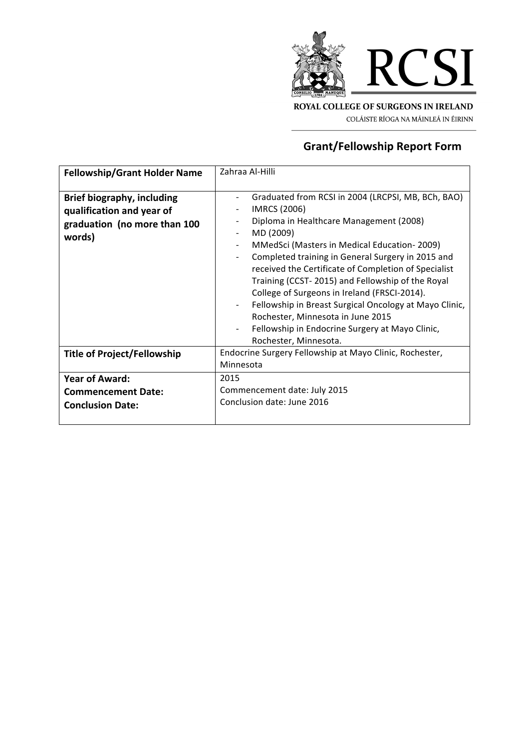ROYAL COLLEGE OF SURGEONS IN IRELAND

COLÁISTE RÍOGA NA MÁINLEÁ IN ÉIRINN

## Grant/Fellowship Report Form

| **Fellowship/Grant Holder Name** | Zahraa Al-Hilli |
|---|---|
| **Brief biography, including qualification and year of graduation (no more than 100 words)** | - Graduated from RCSI in 2004 (LRCPSI, MB, BCh, BAO)<br>- IMRCS (2006)<br>- Diploma in Healthcare Management (2008)<br>- MD (2009)<br>- MMedSci (Masters in Medical Education- 2009)<br>- Completed training in General Surgery in 2015 and received the Certificate of Completion of Specialist Training (CCST- 2015) and Fellowship of the Royal College of Surgeons in Ireland (FRSCI-2014).<br>- Fellowship in Breast Surgical Oncology at Mayo Clinic, Rochester, Minnesota in June 2015<br>- Fellowship in Endocrine Surgery at Mayo Clinic, Rochester, Minnesota. |
| **Title of Project/Fellowship** | Endocrine Surgery Fellowship at Mayo Clinic, Rochester, Minnesota |
| **Year of Award:**<br>**Commencement Date:**<br>**Conclusion Date:** | 2015<br>Commencement date: July 2015<br>Conclusion date: June 2016 |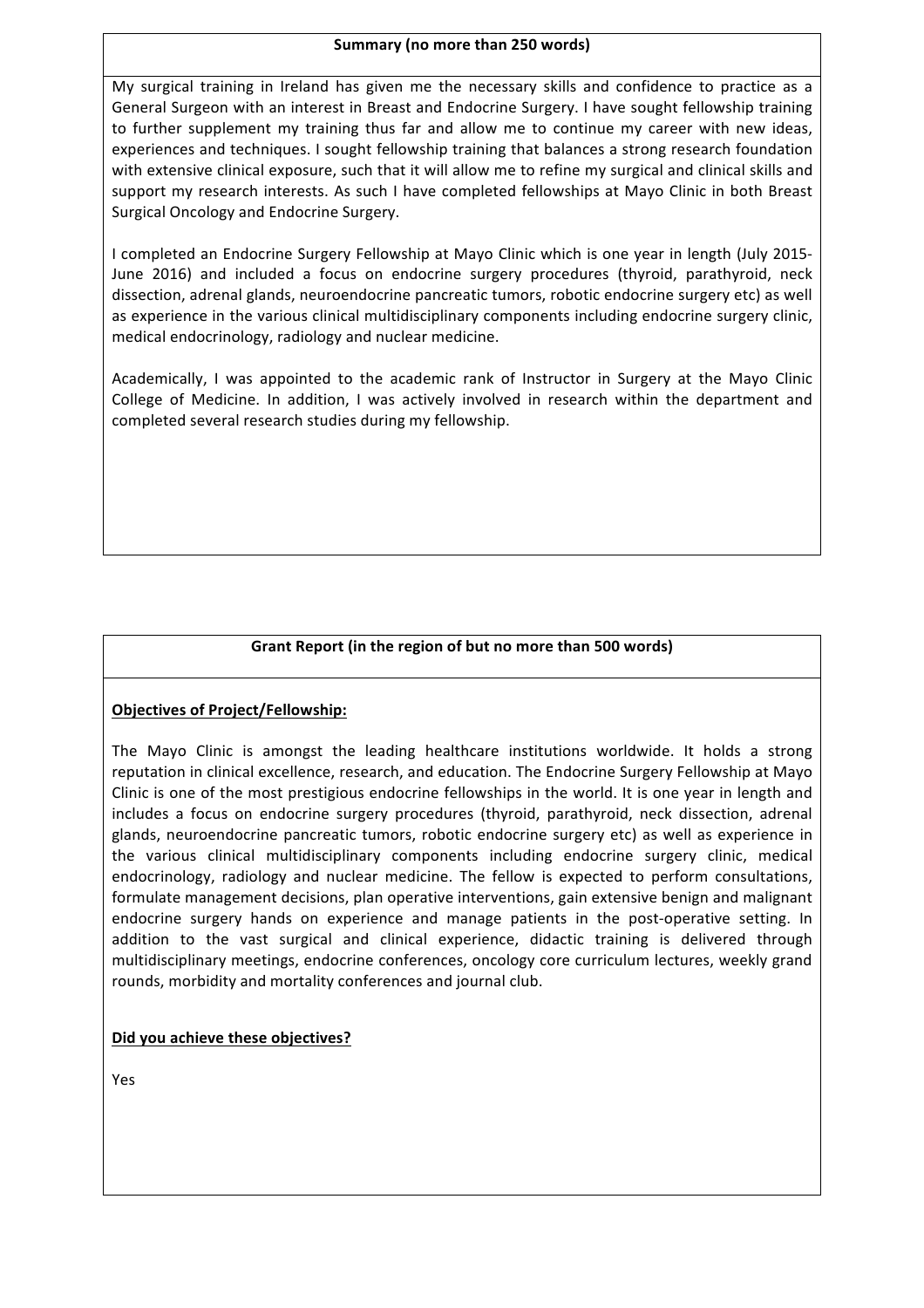**Summary (no more than 250 words)**

My surgical training in Ireland has given me the necessary skills and confidence to practice as a General Surgeon with an interest in Breast and Endocrine Surgery. I have sought fellowship training to further supplement my training thus far and allow me to continue my career with new ideas, experiences and techniques. I sought fellowship training that balances a strong research foundation with extensive clinical exposure, such that it will allow me to refine my surgical and clinical skills and support my research interests. As such I have completed fellowships at Mayo Clinic in both Breast Surgical Oncology and Endocrine Surgery.

I completed an Endocrine Surgery Fellowship at Mayo Clinic which is one year in length (July 2015-June 2016) and included a focus on endocrine surgery procedures (thyroid, parathyroid, neck dissection, adrenal glands, neuroendocrine pancreatic tumors, robotic endocrine surgery etc) as well as experience in the various clinical multidisciplinary components including endocrine surgery clinic, medical endocrinology, radiology and nuclear medicine.

Academically, I was appointed to the academic rank of Instructor in Surgery at the Mayo Clinic College of Medicine. In addition, I was actively involved in research within the department and completed several research studies during my fellowship.

**Grant Report (in the region of but no more than 500 words)**

**Objectives of Project/Fellowship:**

The Mayo Clinic is amongst the leading healthcare institutions worldwide. It holds a strong reputation in clinical excellence, research, and education. The Endocrine Surgery Fellowship at Mayo Clinic is one of the most prestigious endocrine fellowships in the world. It is one year in length and includes a focus on endocrine surgery procedures (thyroid, parathyroid, neck dissection, adrenal glands, neuroendocrine pancreatic tumors, robotic endocrine surgery etc) as well as experience in the various clinical multidisciplinary components including endocrine surgery clinic, medical endocrinology, radiology and nuclear medicine. The fellow is expected to perform consultations, formulate management decisions, plan operative interventions, gain extensive benign and malignant endocrine surgery hands on experience and manage patients in the post-operative setting. In addition to the vast surgical and clinical experience, didactic training is delivered through multidisciplinary meetings, endocrine conferences, oncology core curriculum lectures, weekly grand rounds, morbidity and mortality conferences and journal club.

**Did you achieve these objectives?**

Yes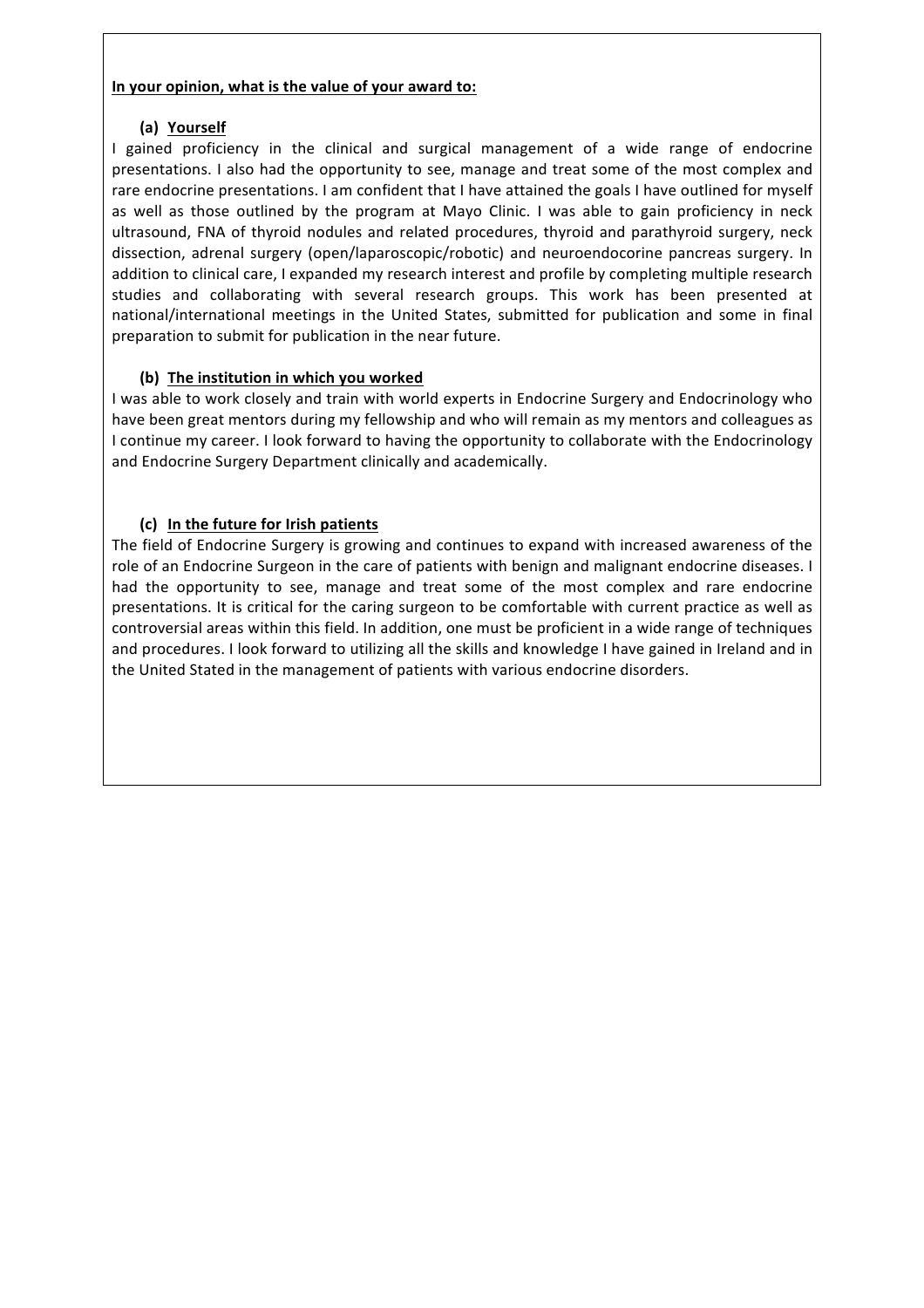**<u>In your opinion, what is the value of your award to:</u>**

**(a) <u>Yourself</u>**

I gained proficiency in the clinical and surgical management of a wide range of endocrine presentations. I also had the opportunity to see, manage and treat some of the most complex and rare endocrine presentations. I am confident that I have attained the goals I have outlined for myself as well as those outlined by the program at Mayo Clinic. I was able to gain proficiency in neck ultrasound, FNA of thyroid nodules and related procedures, thyroid and parathyroid surgery, neck dissection, adrenal surgery (open/laparoscopic/robotic) and neuroendocorine pancreas surgery. In addition to clinical care, I expanded my research interest and profile by completing multiple research studies and collaborating with several research groups. This work has been presented at national/international meetings in the United States, submitted for publication and some in final preparation to submit for publication in the near future.

**(b) <u>The institution in which you worked</u>**

I was able to work closely and train with world experts in Endocrine Surgery and Endocrinology who have been great mentors during my fellowship and who will remain as my mentors and colleagues as I continue my career. I look forward to having the opportunity to collaborate with the Endocrinology and Endocrine Surgery Department clinically and academically.

**(c) <u>In the future for Irish patients</u>**

The field of Endocrine Surgery is growing and continues to expand with increased awareness of the role of an Endocrine Surgeon in the care of patients with benign and malignant endocrine diseases. I had the opportunity to see, manage and treat some of the most complex and rare endocrine presentations. It is critical for the caring surgeon to be comfortable with current practice as well as controversial areas within this field. In addition, one must be proficient in a wide range of techniques and procedures. I look forward to utilizing all the skills and knowledge I have gained in Ireland and in the United Stated in the management of patients with various endocrine disorders.